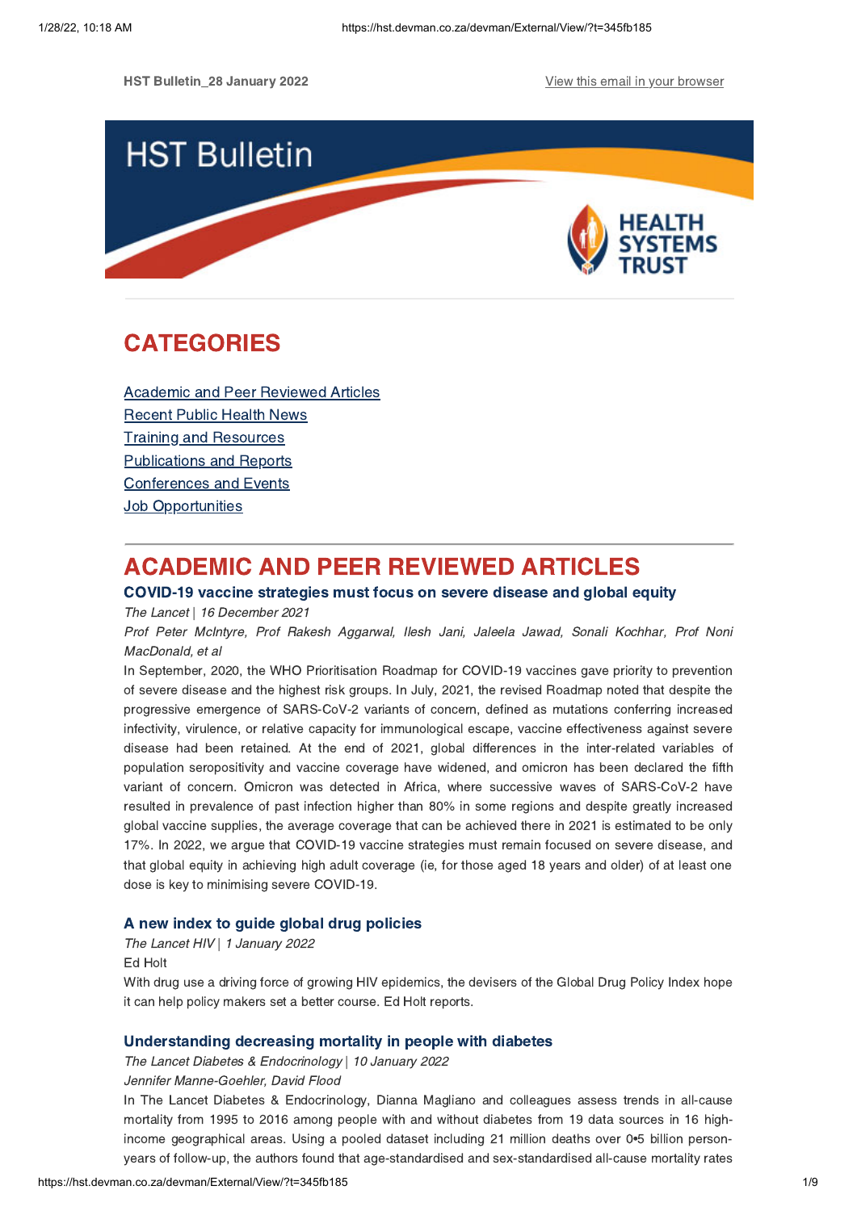HST Bulletin_28 January 2022

View this email in your browser

HST Bulletin

HEALTH SYSTEMS TRUST

## CATEGORIES

Academic and Peer Reviewed Articles
Recent Public Health News
Training and Resources
Publications and Reports
Conferences and Events
Job Opportunities

## ACADEMIC AND PEER REVIEWED ARTICLES

### COVID-19 vaccine strategies must focus on severe disease and global equity

*The Lancet | 16 December 2021*

*Prof Peter McIntyre, Prof Rakesh Aggarwal, Ilesh Jani, Jaleela Jawad, Sonali Kochhar, Prof Noni MacDonald, et al*

In September, 2020, the WHO Prioritisation Roadmap for COVID-19 vaccines gave priority to prevention of severe disease and the highest risk groups. In July, 2021, the revised Roadmap noted that despite the progressive emergence of SARS-CoV-2 variants of concern, defined as mutations conferring increased infectivity, virulence, or relative capacity for immunological escape, vaccine effectiveness against severe disease had been retained. At the end of 2021, global differences in the inter-related variables of population seropositivity and vaccine coverage have widened, and omicron has been declared the fifth variant of concern. Omicron was detected in Africa, where successive waves of SARS-CoV-2 have resulted in prevalence of past infection higher than 80% in some regions and despite greatly increased global vaccine supplies, the average coverage that can be achieved there in 2021 is estimated to be only 17%. In 2022, we argue that COVID-19 vaccine strategies must remain focused on severe disease, and that global equity in achieving high adult coverage (ie, for those aged 18 years and older) of at least one dose is key to minimising severe COVID-19.

### A new index to guide global drug policies

*The Lancet HIV | 1 January 2022*

Ed Holt

With drug use a driving force of growing HIV epidemics, the devisers of the Global Drug Policy Index hope it can help policy makers set a better course. Ed Holt reports.

### Understanding decreasing mortality in people with diabetes

*The Lancet Diabetes & Endocrinology | 10 January 2022*

*Jennifer Manne-Goehler, David Flood*

In The Lancet Diabetes & Endocrinology, Dianna Magliano and colleagues assess trends in all-cause mortality from 1995 to 2016 among people with and without diabetes from 19 data sources in 16 high-income geographical areas. Using a pooled dataset including 21 million deaths over 0•5 billion person-years of follow-up, the authors found that age-standardised and sex-standardised all-cause mortality rates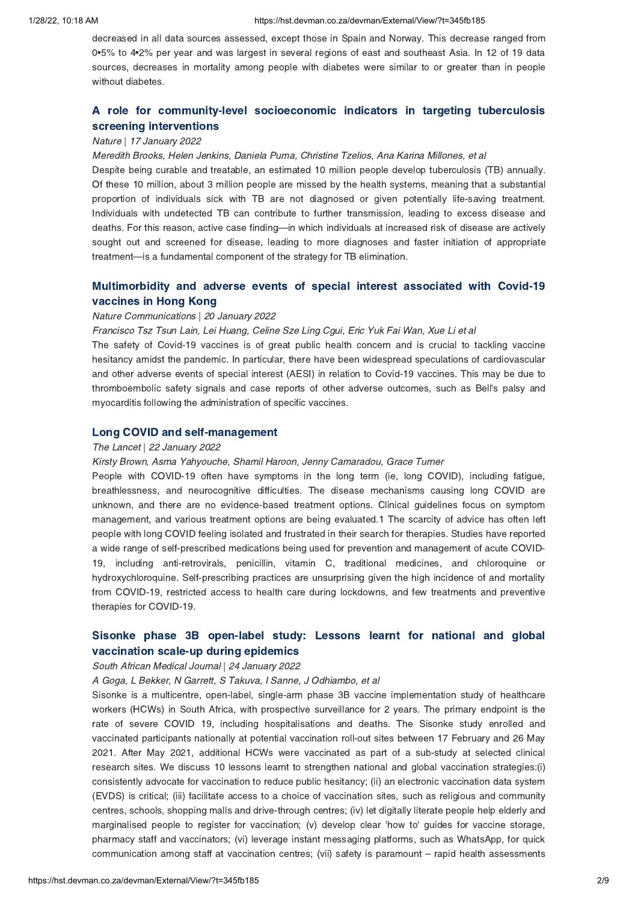decreased in all data sources assessed, except those in Spain and Norway. This decrease ranged from 0•5% to 4•2% per year and was largest in several regions of east and southeast Asia. In 12 of 19 data sources, decreases in mortality among people with diabetes were similar to or greater than in people without diabetes.

## A role for community-level socioeconomic indicators in targeting tuberculosis screening interventions

*Nature | 17 January 2022*

*Meredith Brooks, Helen Jenkins, Daniela Puma, Christine Tzelios, Ana Karina Millones, et al*

Despite being curable and treatable, an estimated 10 million people develop tuberculosis (TB) annually. Of these 10 million, about 3 million people are missed by the health systems, meaning that a substantial proportion of individuals sick with TB are not diagnosed or given potentially life-saving treatment. Individuals with undetected TB can contribute to further transmission, leading to excess disease and deaths. For this reason, active case finding—in which individuals at increased risk of disease are actively sought out and screened for disease, leading to more diagnoses and faster initiation of appropriate treatment—is a fundamental component of the strategy for TB elimination.

## Multimorbidity and adverse events of special interest associated with Covid-19 vaccines in Hong Kong

*Nature Communications | 20 January 2022*

*Francisco Tsz Tsun Lain, Lei Huang, Celine Sze Ling Cgui, Eric Yuk Fai Wan, Xue Li et al*

The safety of Covid-19 vaccines is of great public health concern and is crucial to tackling vaccine hesitancy amidst the pandemic. In particular, there have been widespread speculations of cardiovascular and other adverse events of special interest (AESI) in relation to Covid-19 vaccines. This may be due to thromboembolic safety signals and case reports of other adverse outcomes, such as Bell's palsy and myocarditis following the administration of specific vaccines.

## Long COVID and self-management

*The Lancet | 22 January 2022*

*Kirsty Brown, Asma Yahyouche, Shamil Haroon, Jenny Camaradou, Grace Turner*

People with COVID-19 often have symptoms in the long term (ie, long COVID), including fatigue, breathlessness, and neurocognitive difficulties. The disease mechanisms causing long COVID are unknown, and there are no evidence-based treatment options. Clinical guidelines focus on symptom management, and various treatment options are being evaluated.1 The scarcity of advice has often left people with long COVID feeling isolated and frustrated in their search for therapies. Studies have reported a wide range of self-prescribed medications being used for prevention and management of acute COVID-19, including anti-retrovirals, penicillin, vitamin C, traditional medicines, and chloroquine or hydroxychloroquine. Self-prescribing practices are unsurprising given the high incidence of and mortality from COVID-19, restricted access to health care during lockdowns, and few treatments and preventive therapies for COVID-19.

## Sisonke phase 3B open-label study: Lessons learnt for national and global vaccination scale-up during epidemics

*South African Medical Journal | 24 January 2022*

*A Goga, L Bekker, N Garrett, S Takuva, I Sanne, J Odhiambo, et al*

Sisonke is a multicentre, open-label, single-arm phase 3B vaccine implementation study of healthcare workers (HCWs) in South Africa, with prospective surveillance for 2 years. The primary endpoint is the rate of severe COVID 19, including hospitalisations and deaths. The Sisonke study enrolled and vaccinated participants nationally at potential vaccination roll-out sites between 17 February and 26 May 2021. After May 2021, additional HCWs were vaccinated as part of a sub-study at selected clinical research sites. We discuss 10 lessons learnt to strengthen national and global vaccination strategies:(i) consistently advocate for vaccination to reduce public hesitancy; (ii) an electronic vaccination data system (EVDS) is critical; (iii) facilitate access to a choice of vaccination sites, such as religious and community centres, schools, shopping malls and drive-through centres; (iv) let digitally literate people help elderly and marginalised people to register for vaccination; (v) develop clear 'how to' guides for vaccine storage, pharmacy staff and vaccinators; (vi) leverage instant messaging platforms, such as WhatsApp, for quick communication among staff at vaccination centres; (vii) safety is paramount – rapid health assessments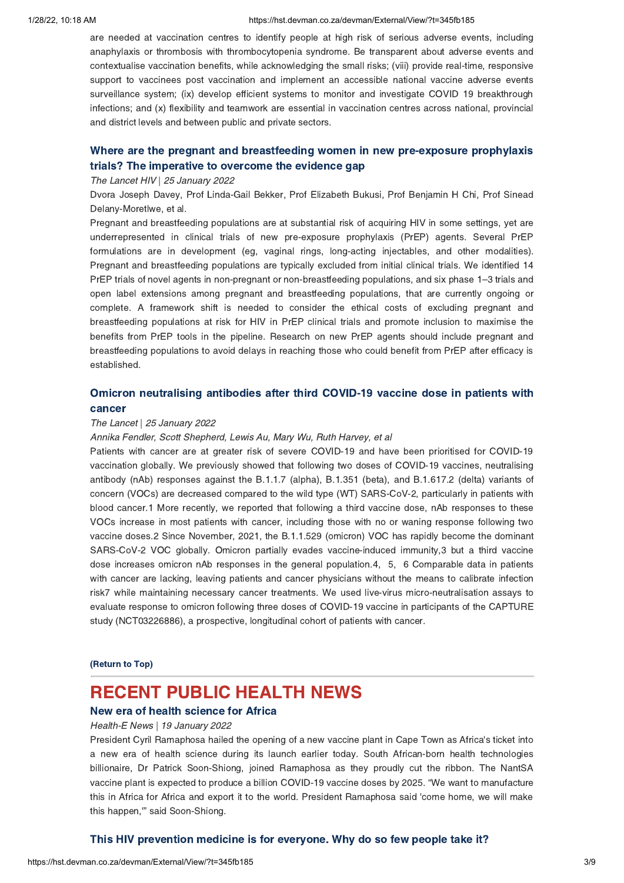are needed at vaccination centres to identify people at high risk of serious adverse events, including anaphylaxis or thrombosis with thrombocytopenia syndrome. Be transparent about adverse events and contextualise vaccination benefits, while acknowledging the small risks; (viii) provide real-time, responsive support to vaccinees post vaccination and implement an accessible national vaccine adverse events surveillance system; (ix) develop efficient systems to monitor and investigate COVID 19 breakthrough infections; and (x) flexibility and teamwork are essential in vaccination centres across national, provincial and district levels and between public and private sectors.

### Where are the pregnant and breastfeeding women in new pre-exposure prophylaxis trials? The imperative to overcome the evidence gap

*The Lancet HIV | 25 January 2022*

Dvora Joseph Davey, Prof Linda-Gail Bekker, Prof Elizabeth Bukusi, Prof Benjamin H Chi, Prof Sinead Delany-Moretlwe, et al.

Pregnant and breastfeeding populations are at substantial risk of acquiring HIV in some settings, yet are underrepresented in clinical trials of new pre-exposure prophylaxis (PrEP) agents. Several PrEP formulations are in development (eg, vaginal rings, long-acting injectables, and other modalities). Pregnant and breastfeeding populations are typically excluded from initial clinical trials. We identified 14 PrEP trials of novel agents in non-pregnant or non-breastfeeding populations, and six phase 1–3 trials and open label extensions among pregnant and breastfeeding populations, that are currently ongoing or complete. A framework shift is needed to consider the ethical costs of excluding pregnant and breastfeeding populations at risk for HIV in PrEP clinical trials and promote inclusion to maximise the benefits from PrEP tools in the pipeline. Research on new PrEP agents should include pregnant and breastfeeding populations to avoid delays in reaching those who could benefit from PrEP after efficacy is established.

### Omicron neutralising antibodies after third COVID-19 vaccine dose in patients with cancer

*The Lancet | 25 January 2022*

*Annika Fendler, Scott Shepherd, Lewis Au, Mary Wu, Ruth Harvey, et al*

Patients with cancer are at greater risk of severe COVID-19 and have been prioritised for COVID-19 vaccination globally. We previously showed that following two doses of COVID-19 vaccines, neutralising antibody (nAb) responses against the B.1.1.7 (alpha), B.1.351 (beta), and B.1.617.2 (delta) variants of concern (VOCs) are decreased compared to the wild type (WT) SARS-CoV-2, particularly in patients with blood cancer.[1] More recently, we reported that following a third vaccine dose, nAb responses to these VOCs increase in most patients with cancer, including those with no or waning response following two vaccine doses.[2] Since November, 2021, the B.1.1.529 (omicron) VOC has rapidly become the dominant SARS-CoV-2 VOC globally. Omicron partially evades vaccine-induced immunity,[3] but a third vaccine dose increases omicron nAb responses in the general population.[4, 5, 6] Comparable data in patients with cancer are lacking, leaving patients and cancer physicians without the means to calibrate infection risk[7] while maintaining necessary cancer treatments. We used live-virus micro-neutralisation assays to evaluate response to omicron following three doses of COVID-19 vaccine in participants of the CAPTURE study (NCT03226886), a prospective, longitudinal cohort of patients with cancer.

**(Return to Top)**

## RECENT PUBLIC HEALTH NEWS

### New era of health science for Africa

*Health-E News | 19 January 2022*

President Cyril Ramaphosa hailed the opening of a new vaccine plant in Cape Town as Africa's ticket into a new era of health science during its launch earlier today. South African-born health technologies billionaire, Dr Patrick Soon-Shiong, joined Ramaphosa as they proudly cut the ribbon. The NantSA vaccine plant is expected to produce a billion COVID-19 vaccine doses by 2025. "We want to manufacture this in Africa for Africa and export it to the world. President Ramaphosa said 'come home, we will make this happen,'" said Soon-Shiong.

### This HIV prevention medicine is for everyone. Why do so few people take it?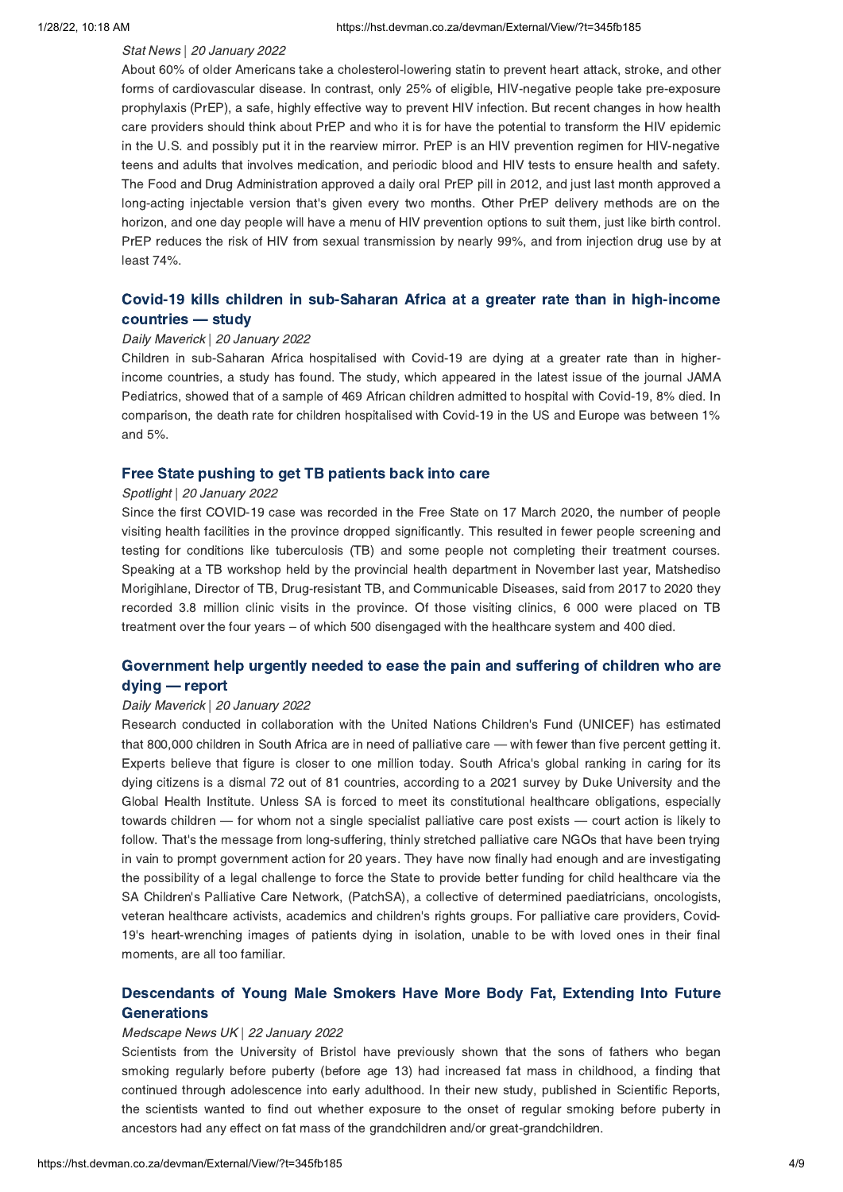*Stat News* | *20 January 2022*

About 60% of older Americans take a cholesterol-lowering statin to prevent heart attack, stroke, and other forms of cardiovascular disease. In contrast, only 25% of eligible, HIV-negative people take pre-exposure prophylaxis (PrEP), a safe, highly effective way to prevent HIV infection. But recent changes in how health care providers should think about PrEP and who it is for have the potential to transform the HIV epidemic in the U.S. and possibly put it in the rearview mirror. PrEP is an HIV prevention regimen for HIV-negative teens and adults that involves medication, and periodic blood and HIV tests to ensure health and safety. The Food and Drug Administration approved a daily oral PrEP pill in 2012, and just last month approved a long-acting injectable version that's given every two months. Other PrEP delivery methods are on the horizon, and one day people will have a menu of HIV prevention options to suit them, just like birth control. PrEP reduces the risk of HIV from sexual transmission by nearly 99%, and from injection drug use by at least 74%.

### Covid-19 kills children in sub-Saharan Africa at a greater rate than in high-income countries — study

*Daily Maverick* | *20 January 2022*

Children in sub-Saharan Africa hospitalised with Covid-19 are dying at a greater rate than in higher-income countries, a study has found. The study, which appeared in the latest issue of the journal JAMA Pediatrics, showed that of a sample of 469 African children admitted to hospital with Covid-19, 8% died. In comparison, the death rate for children hospitalised with Covid-19 in the US and Europe was between 1% and 5%.

### Free State pushing to get TB patients back into care

*Spotlight* | *20 January 2022*

Since the first COVID-19 case was recorded in the Free State on 17 March 2020, the number of people visiting health facilities in the province dropped significantly. This resulted in fewer people screening and testing for conditions like tuberculosis (TB) and some people not completing their treatment courses. Speaking at a TB workshop held by the provincial health department in November last year, Matshediso Morigihlane, Director of TB, Drug-resistant TB, and Communicable Diseases, said from 2017 to 2020 they recorded 3.8 million clinic visits in the province. Of those visiting clinics, 6 000 were placed on TB treatment over the four years – of which 500 disengaged with the healthcare system and 400 died.

### Government help urgently needed to ease the pain and suffering of children who are dying — report

*Daily Maverick* | *20 January 2022*

Research conducted in collaboration with the United Nations Children's Fund (UNICEF) has estimated that 800,000 children in South Africa are in need of palliative care — with fewer than five percent getting it. Experts believe that figure is closer to one million today. South Africa's global ranking in caring for its dying citizens is a dismal 72 out of 81 countries, according to a 2021 survey by Duke University and the Global Health Institute. Unless SA is forced to meet its constitutional healthcare obligations, especially towards children — for whom not a single specialist palliative care post exists — court action is likely to follow. That's the message from long-suffering, thinly stretched palliative care NGOs that have been trying in vain to prompt government action for 20 years. They have now finally had enough and are investigating the possibility of a legal challenge to force the State to provide better funding for child healthcare via the SA Children's Palliative Care Network, (PatchSA), a collective of determined paediatricians, oncologists, veteran healthcare activists, academics and children's rights groups. For palliative care providers, Covid-19's heart-wrenching images of patients dying in isolation, unable to be with loved ones in their final moments, are all too familiar.

### Descendants of Young Male Smokers Have More Body Fat, Extending Into Future Generations

*Medscape News UK* | *22 January 2022*

Scientists from the University of Bristol have previously shown that the sons of fathers who began smoking regularly before puberty (before age 13) had increased fat mass in childhood, a finding that continued through adolescence into early adulthood. In their new study, published in Scientific Reports, the scientists wanted to find out whether exposure to the onset of regular smoking before puberty in ancestors had any effect on fat mass of the grandchildren and/or great-grandchildren.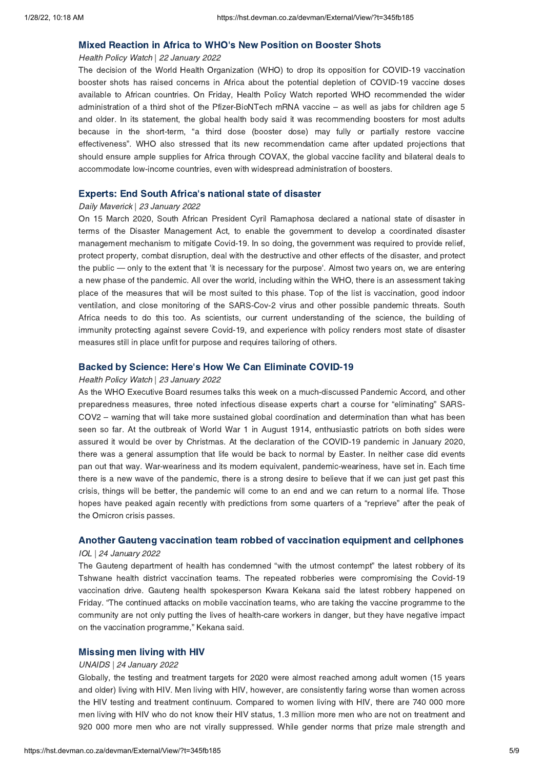## Mixed Reaction in Africa to WHO's New Position on Booster Shots

*Health Policy Watch | 22 January 2022*

The decision of the World Health Organization (WHO) to drop its opposition for COVID-19 vaccination booster shots has raised concerns in Africa about the potential depletion of COVID-19 vaccine doses available to African countries. On Friday, Health Policy Watch reported WHO recommended the wider administration of a third shot of the Pfizer-BioNTech mRNA vaccine – as well as jabs for children age 5 and older. In its statement, the global health body said it was recommending boosters for most adults because in the short-term, "a third dose (booster dose) may fully or partially restore vaccine effectiveness". WHO also stressed that its new recommendation came after updated projections that should ensure ample supplies for Africa through COVAX, the global vaccine facility and bilateral deals to accommodate low-income countries, even with widespread administration of boosters.

## Experts: End South Africa's national state of disaster

*Daily Maverick | 23 January 2022*

On 15 March 2020, South African President Cyril Ramaphosa declared a national state of disaster in terms of the Disaster Management Act, to enable the government to develop a coordinated disaster management mechanism to mitigate Covid-19. In so doing, the government was required to provide relief, protect property, combat disruption, deal with the destructive and other effects of the disaster, and protect the public — only to the extent that 'it is necessary for the purpose'. Almost two years on, we are entering a new phase of the pandemic. All over the world, including within the WHO, there is an assessment taking place of the measures that will be most suited to this phase. Top of the list is vaccination, good indoor ventilation, and close monitoring of the SARS-Cov-2 virus and other possible pandemic threats. South Africa needs to do this too. As scientists, our current understanding of the science, the building of immunity protecting against severe Covid-19, and experience with policy renders most state of disaster measures still in place unfit for purpose and requires tailoring of others.

## Backed by Science: Here's How We Can Eliminate COVID-19

*Health Policy Watch | 23 January 2022*

As the WHO Executive Board resumes talks this week on a much-discussed Pandemic Accord, and other preparedness measures, three noted infectious disease experts chart a course for "eliminating" SARS-COV2 – warning that will take more sustained global coordination and determination than what has been seen so far. At the outbreak of World War 1 in August 1914, enthusiastic patriots on both sides were assured it would be over by Christmas. At the declaration of the COVID-19 pandemic in January 2020, there was a general assumption that life would be back to normal by Easter. In neither case did events pan out that way. War-weariness and its modern equivalent, pandemic-weariness, have set in. Each time there is a new wave of the pandemic, there is a strong desire to believe that if we can just get past this crisis, things will be better, the pandemic will come to an end and we can return to a normal life. Those hopes have peaked again recently with predictions from some quarters of a "reprieve" after the peak of the Omicron crisis passes.

## Another Gauteng vaccination team robbed of vaccination equipment and cellphones

*IOL | 24 January 2022*

The Gauteng department of health has condemned "with the utmost contempt" the latest robbery of its Tshwane health district vaccination teams. The repeated robberies were compromising the Covid-19 vaccination drive. Gauteng health spokesperson Kwara Kekana said the latest robbery happened on Friday. "The continued attacks on mobile vaccination teams, who are taking the vaccine programme to the community are not only putting the lives of health-care workers in danger, but they have negative impact on the vaccination programme," Kekana said.

## Missing men living with HIV

*UNAIDS | 24 January 2022*

Globally, the testing and treatment targets for 2020 were almost reached among adult women (15 years and older) living with HIV. Men living with HIV, however, are consistently faring worse than women across the HIV testing and treatment continuum. Compared to women living with HIV, there are 740 000 more men living with HIV who do not know their HIV status, 1.3 million more men who are not on treatment and 920 000 more men who are not virally suppressed. While gender norms that prize male strength and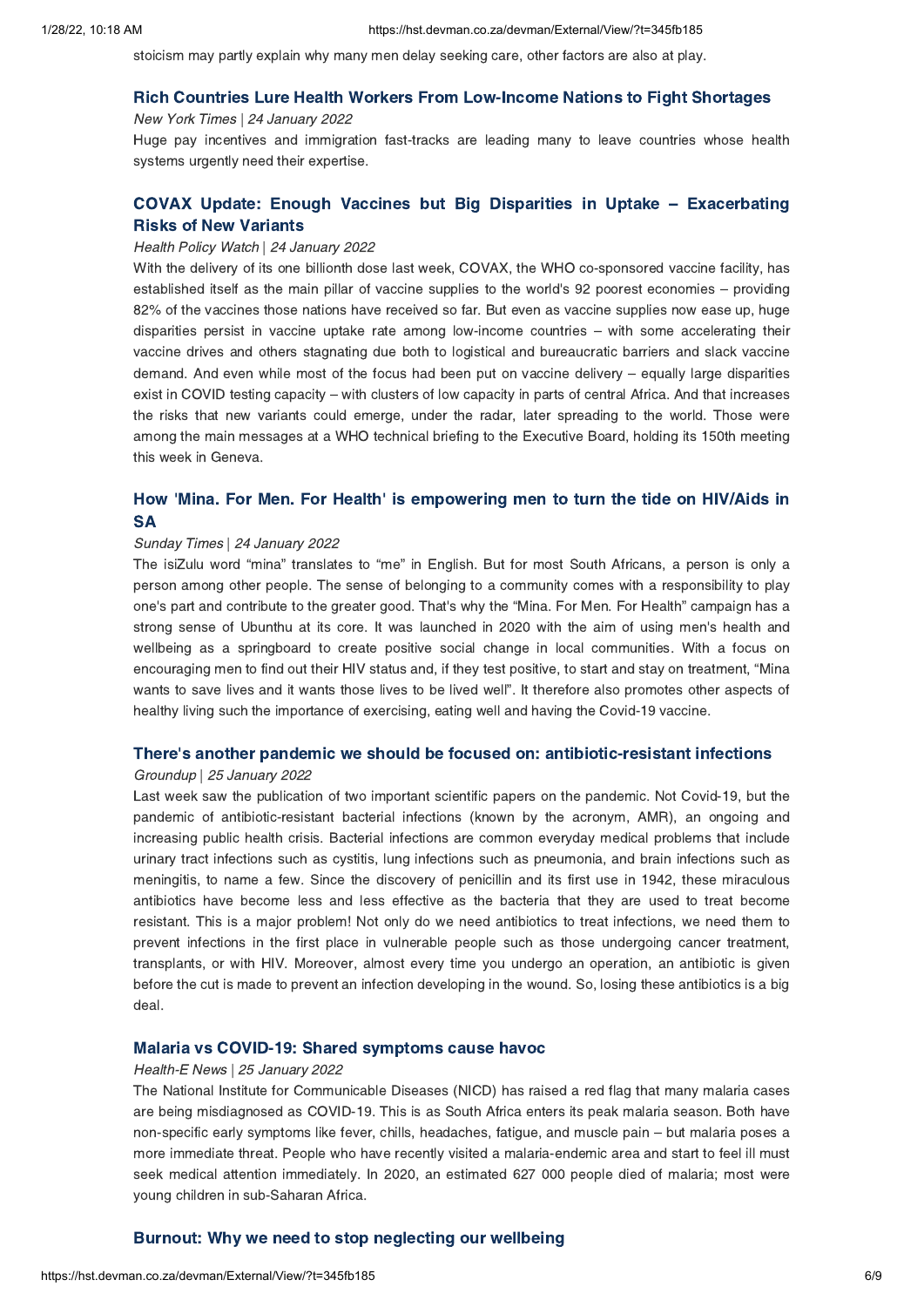stoicism may partly explain why many men delay seeking care, other factors are also at play.

### Rich Countries Lure Health Workers From Low-Income Nations to Fight Shortages

*New York Times | 24 January 2022*

Huge pay incentives and immigration fast-tracks are leading many to leave countries whose health systems urgently need their expertise.

### COVAX Update: Enough Vaccines but Big Disparities in Uptake – Exacerbating Risks of New Variants

*Health Policy Watch | 24 January 2022*

With the delivery of its one billionth dose last week, COVAX, the WHO co-sponsored vaccine facility, has established itself as the main pillar of vaccine supplies to the world's 92 poorest economies – providing 82% of the vaccines those nations have received so far. But even as vaccine supplies now ease up, huge disparities persist in vaccine uptake rate among low-income countries – with some accelerating their vaccine drives and others stagnating due both to logistical and bureaucratic barriers and slack vaccine demand. And even while most of the focus had been put on vaccine delivery – equally large disparities exist in COVID testing capacity – with clusters of low capacity in parts of central Africa. And that increases the risks that new variants could emerge, under the radar, later spreading to the world. Those were among the main messages at a WHO technical briefing to the Executive Board, holding its 150th meeting this week in Geneva.

### How 'Mina. For Men. For Health' is empowering men to turn the tide on HIV/Aids in SA

*Sunday Times | 24 January 2022*

The isiZulu word "mina" translates to "me" in English. But for most South Africans, a person is only a person among other people. The sense of belonging to a community comes with a responsibility to play one's part and contribute to the greater good. That's why the "Mina. For Men. For Health" campaign has a strong sense of Ubunthu at its core. It was launched in 2020 with the aim of using men's health and wellbeing as a springboard to create positive social change in local communities. With a focus on encouraging men to find out their HIV status and, if they test positive, to start and stay on treatment, "Mina wants to save lives and it wants those lives to be lived well". It therefore also promotes other aspects of healthy living such the importance of exercising, eating well and having the Covid-19 vaccine.

### There's another pandemic we should be focused on: antibiotic-resistant infections

*Groundup | 25 January 2022*

Last week saw the publication of two important scientific papers on the pandemic. Not Covid-19, but the pandemic of antibiotic-resistant bacterial infections (known by the acronym, AMR), an ongoing and increasing public health crisis. Bacterial infections are common everyday medical problems that include urinary tract infections such as cystitis, lung infections such as pneumonia, and brain infections such as meningitis, to name a few. Since the discovery of penicillin and its first use in 1942, these miraculous antibiotics have become less and less effective as the bacteria that they are used to treat become resistant. This is a major problem! Not only do we need antibiotics to treat infections, we need them to prevent infections in the first place in vulnerable people such as those undergoing cancer treatment, transplants, or with HIV. Moreover, almost every time you undergo an operation, an antibiotic is given before the cut is made to prevent an infection developing in the wound. So, losing these antibiotics is a big deal.

### Malaria vs COVID-19: Shared symptoms cause havoc

*Health-E News | 25 January 2022*

The National Institute for Communicable Diseases (NICD) has raised a red flag that many malaria cases are being misdiagnosed as COVID-19. This is as South Africa enters its peak malaria season. Both have non-specific early symptoms like fever, chills, headaches, fatigue, and muscle pain – but malaria poses a more immediate threat. People who have recently visited a malaria-endemic area and start to feel ill must seek medical attention immediately. In 2020, an estimated 627 000 people died of malaria; most were young children in sub-Saharan Africa.

### Burnout: Why we need to stop neglecting our wellbeing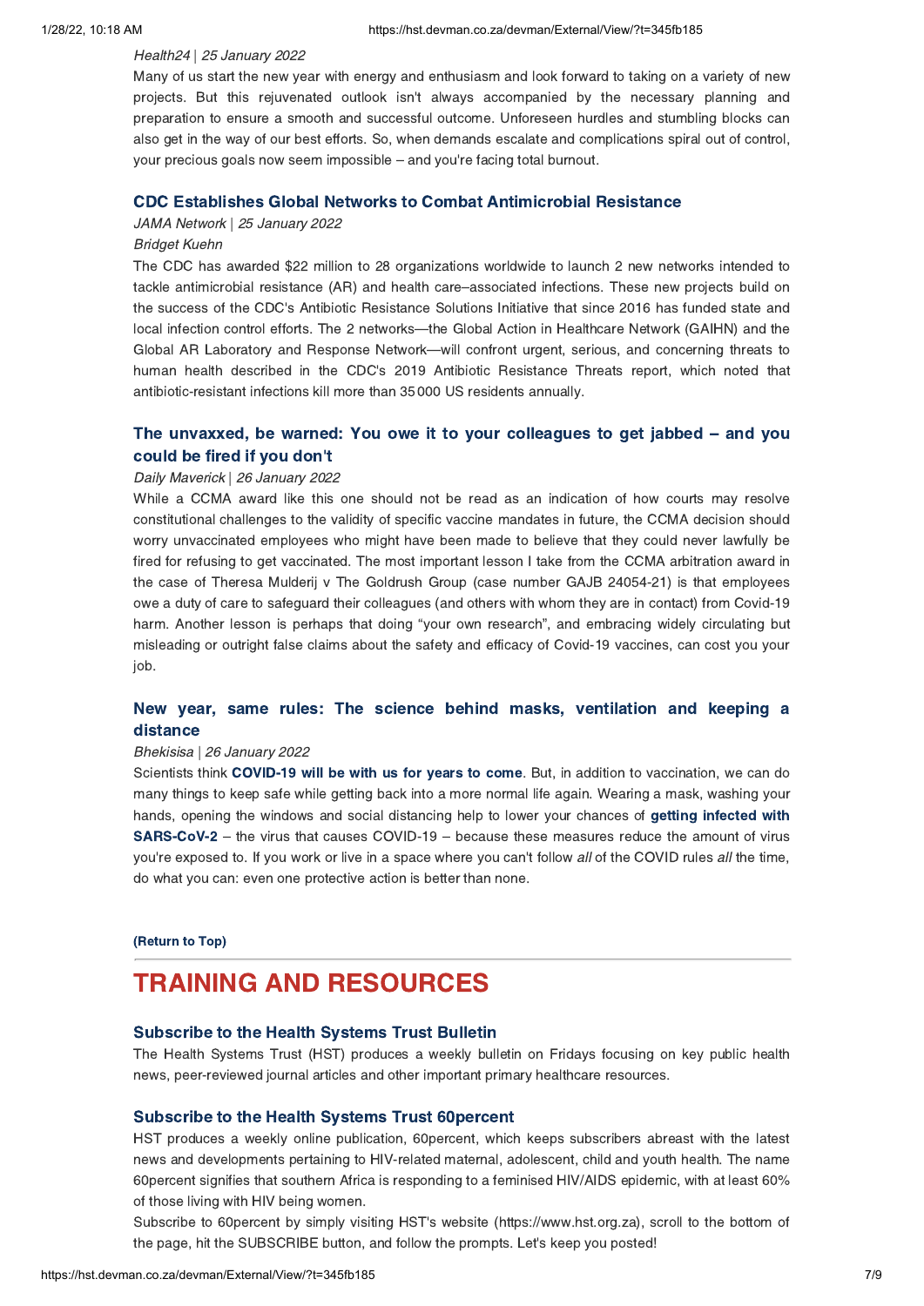*Health24* | *25 January 2022*

Many of us start the new year with energy and enthusiasm and look forward to taking on a variety of new projects. But this rejuvenated outlook isn't always accompanied by the necessary planning and preparation to ensure a smooth and successful outcome. Unforeseen hurdles and stumbling blocks can also get in the way of our best efforts. So, when demands escalate and complications spiral out of control, your precious goals now seem impossible – and you're facing total burnout.

### CDC Establishes Global Networks to Combat Antimicrobial Resistance

*JAMA Network* | *25 January 2022*

*Bridget Kuehn*

The CDC has awarded $22 million to 28 organizations worldwide to launch 2 new networks intended to tackle antimicrobial resistance (AR) and health care–associated infections. These new projects build on the success of the CDC's Antibiotic Resistance Solutions Initiative that since 2016 has funded state and local infection control efforts. The 2 networks—the Global Action in Healthcare Network (GAIHN) and the Global AR Laboratory and Response Network—will confront urgent, serious, and concerning threats to human health described in the CDC's 2019 Antibiotic Resistance Threats report, which noted that antibiotic-resistant infections kill more than 35 000 US residents annually.

### The unvaxxed, be warned: You owe it to your colleagues to get jabbed – and you could be fired if you don't

*Daily Maverick* | *26 January 2022*

While a CCMA award like this one should not be read as an indication of how courts may resolve constitutional challenges to the validity of specific vaccine mandates in future, the CCMA decision should worry unvaccinated employees who might have been made to believe that they could never lawfully be fired for refusing to get vaccinated. The most important lesson I take from the CCMA arbitration award in the case of Theresa Mulderij v The Goldrush Group (case number GAJB 24054-21) is that employees owe a duty of care to safeguard their colleagues (and others with whom they are in contact) from Covid-19 harm. Another lesson is perhaps that doing "your own research", and embracing widely circulating but misleading or outright false claims about the safety and efficacy of Covid-19 vaccines, can cost you your job.

### New year, same rules: The science behind masks, ventilation and keeping a distance

*Bhekisisa* | *26 January 2022*

Scientists think **COVID-19 will be with us for years to come**. But, in addition to vaccination, we can do many things to keep safe while getting back into a more normal life again. Wearing a mask, washing your hands, opening the windows and social distancing help to lower your chances of **getting infected with SARS-CoV-2** – the virus that causes COVID-19 – because these measures reduce the amount of virus you're exposed to. If you work or live in a space where you can't follow *all* of the COVID rules *all* the time, do what you can: even one protective action is better than none.

**(Return to Top)**

---

# TRAINING AND RESOURCES

### Subscribe to the Health Systems Trust Bulletin

The Health Systems Trust (HST) produces a weekly bulletin on Fridays focusing on key public health news, peer-reviewed journal articles and other important primary healthcare resources.

### Subscribe to the Health Systems Trust 60percent

HST produces a weekly online publication, 60percent, which keeps subscribers abreast with the latest news and developments pertaining to HIV-related maternal, adolescent, child and youth health. The name 60percent signifies that southern Africa is responding to a feminised HIV/AIDS epidemic, with at least 60% of those living with HIV being women.

Subscribe to 60percent by simply visiting HST's website (https://www.hst.org.za), scroll to the bottom of the page, hit the SUBSCRIBE button, and follow the prompts. Let's keep you posted!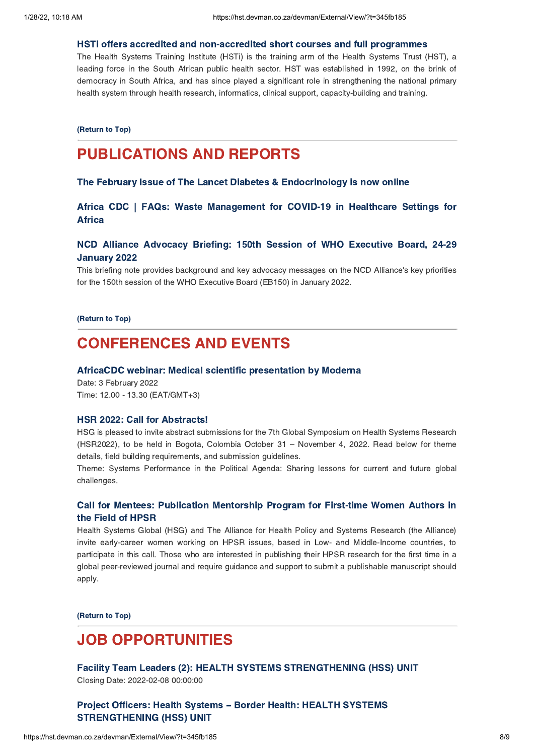### HSTi offers accredited and non-accredited short courses and full programmes

The Health Systems Training Institute (HSTi) is the training arm of the Health Systems Trust (HST), a leading force in the South African public health sector. HST was established in 1992, on the brink of democracy in South Africa, and has since played a significant role in strengthening the national primary health system through health research, informatics, clinical support, capacity-building and training.

**(Return to Top)**

## PUBLICATIONS AND REPORTS

### The February Issue of The Lancet Diabetes & Endocrinology is now online

### Africa CDC | FAQs: Waste Management for COVID-19 in Healthcare Settings for Africa

### NCD Alliance Advocacy Briefing: 150th Session of WHO Executive Board, 24-29 January 2022

This briefing note provides background and key advocacy messages on the NCD Alliance's key priorities for the 150th session of the WHO Executive Board (EB150) in January 2022.

**(Return to Top)**

## CONFERENCES AND EVENTS

### AfricaCDC webinar: Medical scientific presentation by Moderna

Date: 3 February 2022
Time: 12.00 - 13.30 (EAT/GMT+3)

### HSR 2022: Call for Abstracts!

HSG is pleased to invite abstract submissions for the 7th Global Symposium on Health Systems Research (HSR2022), to be held in Bogota, Colombia October 31 – November 4, 2022. Read below for theme details, field building requirements, and submission guidelines.
Theme: Systems Performance in the Political Agenda: Sharing lessons for current and future global challenges.

### Call for Mentees: Publication Mentorship Program for First-time Women Authors in the Field of HPSR

Health Systems Global (HSG) and The Alliance for Health Policy and Systems Research (the Alliance) invite early-career women working on HPSR issues, based in Low- and Middle-Income countries, to participate in this call. Those who are interested in publishing their HPSR research for the first time in a global peer-reviewed journal and require guidance and support to submit a publishable manuscript should apply.

**(Return to Top)**

## JOB OPPORTUNITIES

### Facility Team Leaders (2): HEALTH SYSTEMS STRENGTHENING (HSS) UNIT

Closing Date: 2022-02-08 00:00:00

### Project Officers: Health Systems – Border Health: HEALTH SYSTEMS STRENGTHENING (HSS) UNIT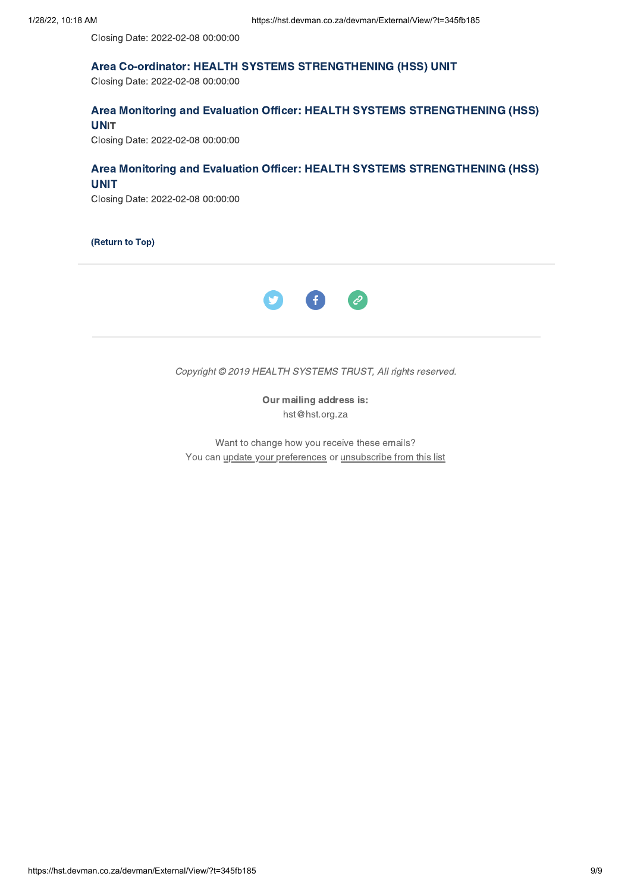Closing Date: 2022-02-08 00:00:00

**Area Co-ordinator: HEALTH SYSTEMS STRENGTHENING (HSS) UNIT**

Closing Date: 2022-02-08 00:00:00

**Area Monitoring and Evaluation Officer: HEALTH SYSTEMS STRENGTHENING (HSS) UNIT**

Closing Date: 2022-02-08 00:00:00

**Area Monitoring and Evaluation Officer: HEALTH SYSTEMS STRENGTHENING (HSS) UNIT**

Closing Date: 2022-02-08 00:00:00

**(Return to Top)**

---

*Copyright © 2019 HEALTH SYSTEMS TRUST, All rights reserved.*

**Our mailing address is:**
hst@hst.org.za

Want to change how you receive these emails?
You can update your preferences or unsubscribe from this list